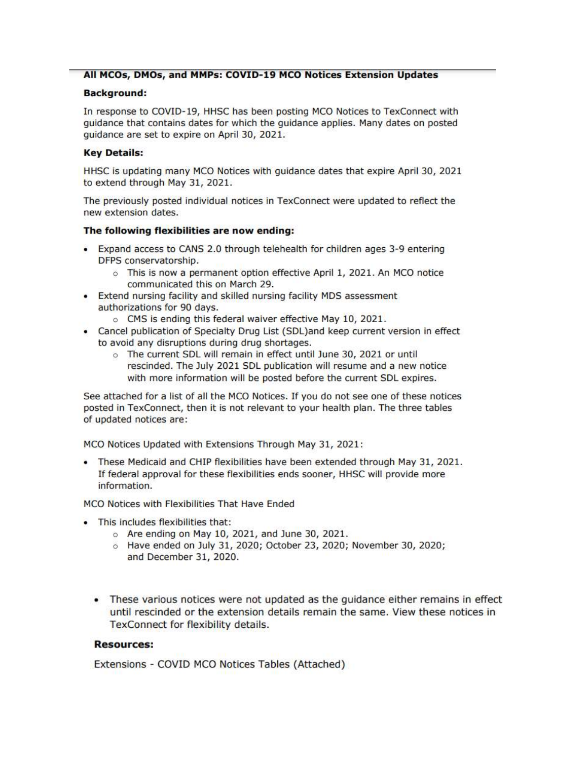## All MCOs, DMOs, and MMPs: COVID-19 MCO Notices Extension Updates

**Background:**

In response to COVID-19, HHSC has been posting MCO Notices to TexConnect with guidance that contains dates for which the guidance applies. Many dates on posted guidance are set to expire on April 30, 2021.

**Key Details:**

HHSC is updating many MCO Notices with guidance dates that expire April 30, 2021 to extend through May 31, 2021.

The previously posted individual notices in TexConnect were updated to reflect the new extension dates.

**The following flexibilities are now ending:**

- Expand access to CANS 2.0 through telehealth for children ages 3-9 entering DFPS conservatorship.
  - This is now a permanent option effective April 1, 2021. An MCO notice communicated this on March 29.
- Extend nursing facility and skilled nursing facility MDS assessment authorizations for 90 days.
  - CMS is ending this federal waiver effective May 10, 2021.
- Cancel publication of Specialty Drug List (SDL)and keep current version in effect to avoid any disruptions during drug shortages.
  - The current SDL will remain in effect until June 30, 2021 or until rescinded. The July 2021 SDL publication will resume and a new notice with more information will be posted before the current SDL expires.

See attached for a list of all the MCO Notices. If you do not see one of these notices posted in TexConnect, then it is not relevant to your health plan. The three tables of updated notices are:

MCO Notices Updated with Extensions Through May 31, 2021:

- These Medicaid and CHIP flexibilities have been extended through May 31, 2021. If federal approval for these flexibilities ends sooner, HHSC will provide more information.

MCO Notices with Flexibilities That Have Ended

- This includes flexibilities that:
  - Are ending on May 10, 2021, and June 30, 2021.
  - Have ended on July 31, 2020; October 23, 2020; November 30, 2020; and December 31, 2020.

- These various notices were not updated as the guidance either remains in effect until rescinded or the extension details remain the same. View these notices in TexConnect for flexibility details.

**Resources:**

Extensions - COVID MCO Notices Tables (Attached)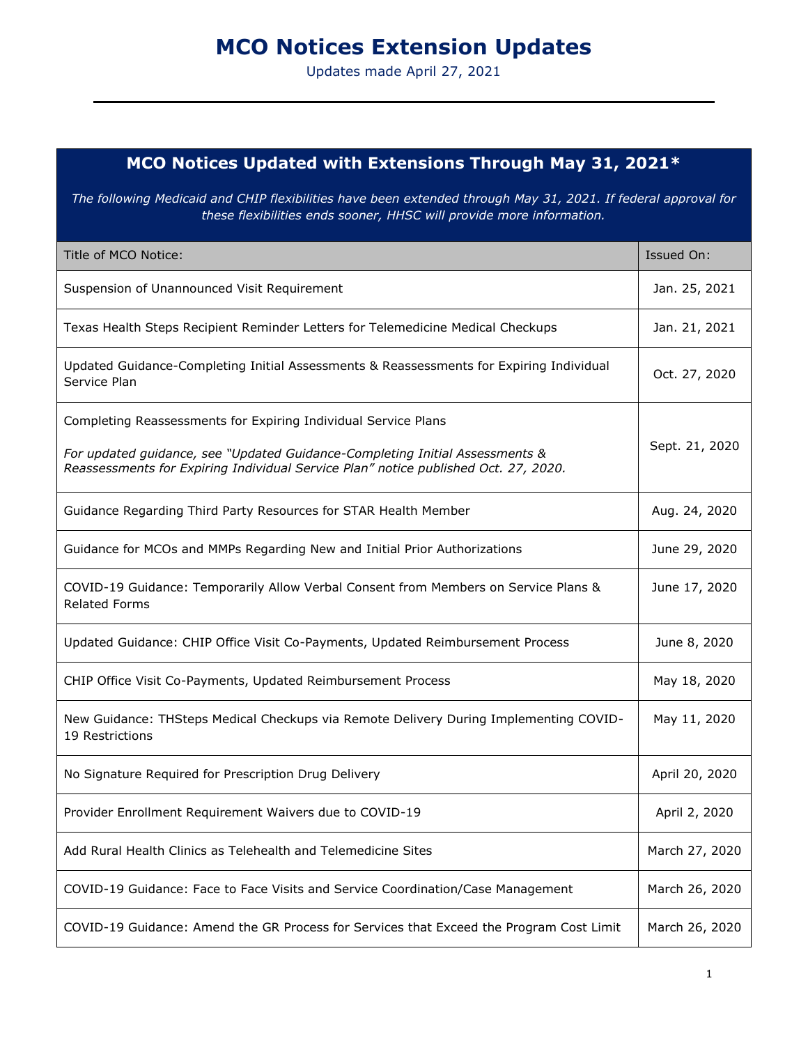# MCO Notices Extension Updates

Updates made April 27, 2021

## MCO Notices Updated with Extensions Through May 31, 2021*

*The following Medicaid and CHIP flexibilities have been extended through May 31, 2021. If federal approval for these flexibilities ends sooner, HHSC will provide more information.*

| Title of MCO Notice: | Issued On: |
|---|---|
| Suspension of Unannounced Visit Requirement | Jan. 25, 2021 |
| Texas Health Steps Recipient Reminder Letters for Telemedicine Medical Checkups | Jan. 21, 2021 |
| Updated Guidance-Completing Initial Assessments & Reassessments for Expiring Individual Service Plan | Oct. 27, 2020 |
| Completing Reassessments for Expiring Individual Service Plans<br><br>*For updated guidance, see "Updated Guidance-Completing Initial Assessments & Reassessments for Expiring Individual Service Plan" notice published Oct. 27, 2020.* | Sept. 21, 2020 |
| Guidance Regarding Third Party Resources for STAR Health Member | Aug. 24, 2020 |
| Guidance for MCOs and MMPs Regarding New and Initial Prior Authorizations | June 29, 2020 |
| COVID-19 Guidance: Temporarily Allow Verbal Consent from Members on Service Plans & Related Forms | June 17, 2020 |
| Updated Guidance: CHIP Office Visit Co-Payments, Updated Reimbursement Process | June 8, 2020 |
| CHIP Office Visit Co-Payments, Updated Reimbursement Process | May 18, 2020 |
| New Guidance: THSteps Medical Checkups via Remote Delivery During Implementing COVID-19 Restrictions | May 11, 2020 |
| No Signature Required for Prescription Drug Delivery | April 20, 2020 |
| Provider Enrollment Requirement Waivers due to COVID-19 | April 2, 2020 |
| Add Rural Health Clinics as Telehealth and Telemedicine Sites | March 27, 2020 |
| COVID-19 Guidance: Face to Face Visits and Service Coordination/Case Management | March 26, 2020 |
| COVID-19 Guidance: Amend the GR Process for Services that Exceed the Program Cost Limit | March 26, 2020 |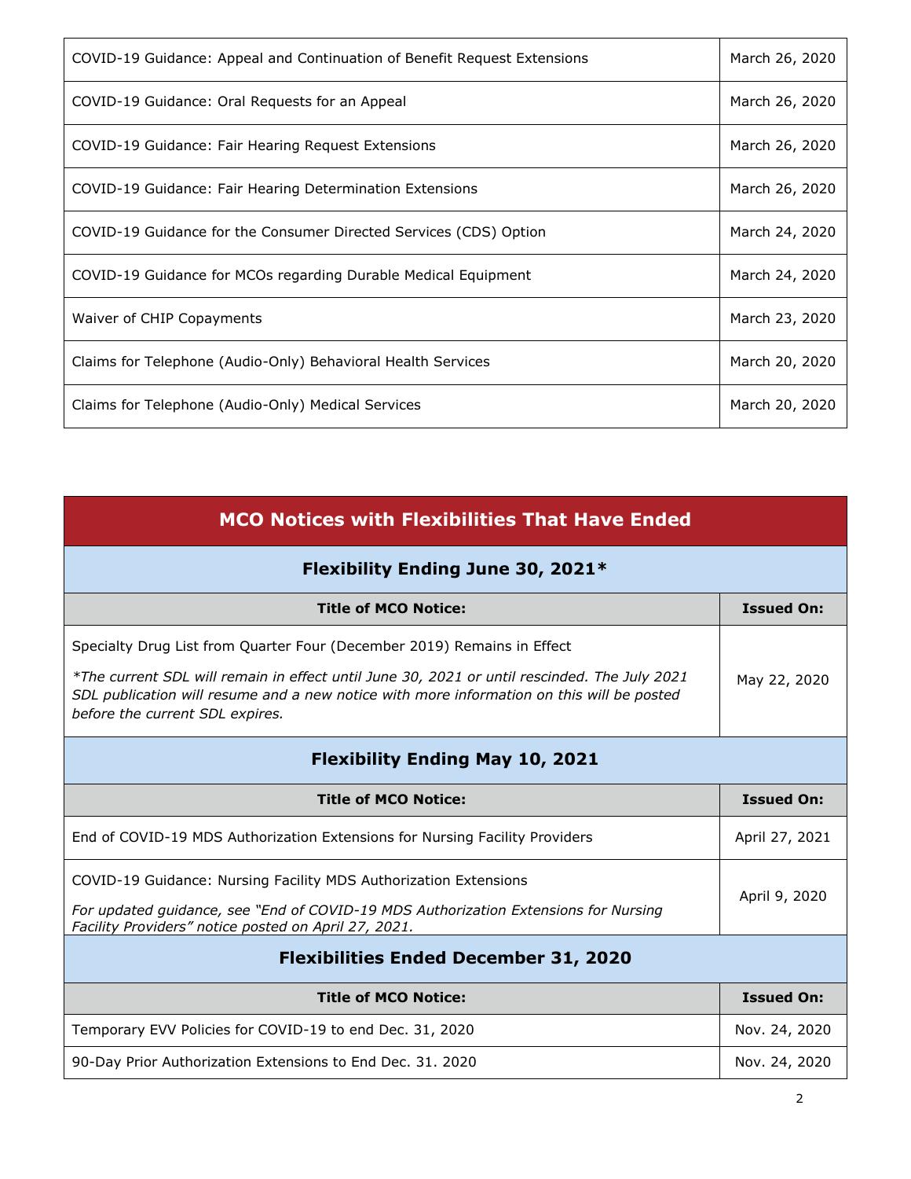| | |
|---|---|
| COVID-19 Guidance: Appeal and Continuation of Benefit Request Extensions | March 26, 2020 |
| COVID-19 Guidance: Oral Requests for an Appeal | March 26, 2020 |
| COVID-19 Guidance: Fair Hearing Request Extensions | March 26, 2020 |
| COVID-19 Guidance: Fair Hearing Determination Extensions | March 26, 2020 |
| COVID-19 Guidance for the Consumer Directed Services (CDS) Option | March 24, 2020 |
| COVID-19 Guidance for MCOs regarding Durable Medical Equipment | March 24, 2020 |
| Waiver of CHIP Copayments | March 23, 2020 |
| Claims for Telephone (Audio-Only) Behavioral Health Services | March 20, 2020 |
| Claims for Telephone (Audio-Only) Medical Services | March 20, 2020 |

## MCO Notices with Flexibilities That Have Ended

### Flexibility Ending June 30, 2021*

| Title of MCO Notice: | Issued On: |
|---|---|
| Specialty Drug List from Quarter Four (December 2019) Remains in Effect<br><br>*\*The current SDL will remain in effect until June 30, 2021 or until rescinded. The July 2021 SDL publication will resume and a new notice with more information on this will be posted before the current SDL expires.* | May 22, 2020 |

### Flexibility Ending May 10, 2021

| Title of MCO Notice: | Issued On: |
|---|---|
| End of COVID-19 MDS Authorization Extensions for Nursing Facility Providers | April 27, 2021 |
| COVID-19 Guidance: Nursing Facility MDS Authorization Extensions<br><br>*For updated guidance, see "End of COVID-19 MDS Authorization Extensions for Nursing Facility Providers" notice posted on April 27, 2021.* | April 9, 2020 |

### Flexibilities Ended December 31, 2020

| Title of MCO Notice: | Issued On: |
|---|---|
| Temporary EVV Policies for COVID-19 to end Dec. 31, 2020 | Nov. 24, 2020 |
| 90-Day Prior Authorization Extensions to End Dec. 31. 2020 | Nov. 24, 2020 |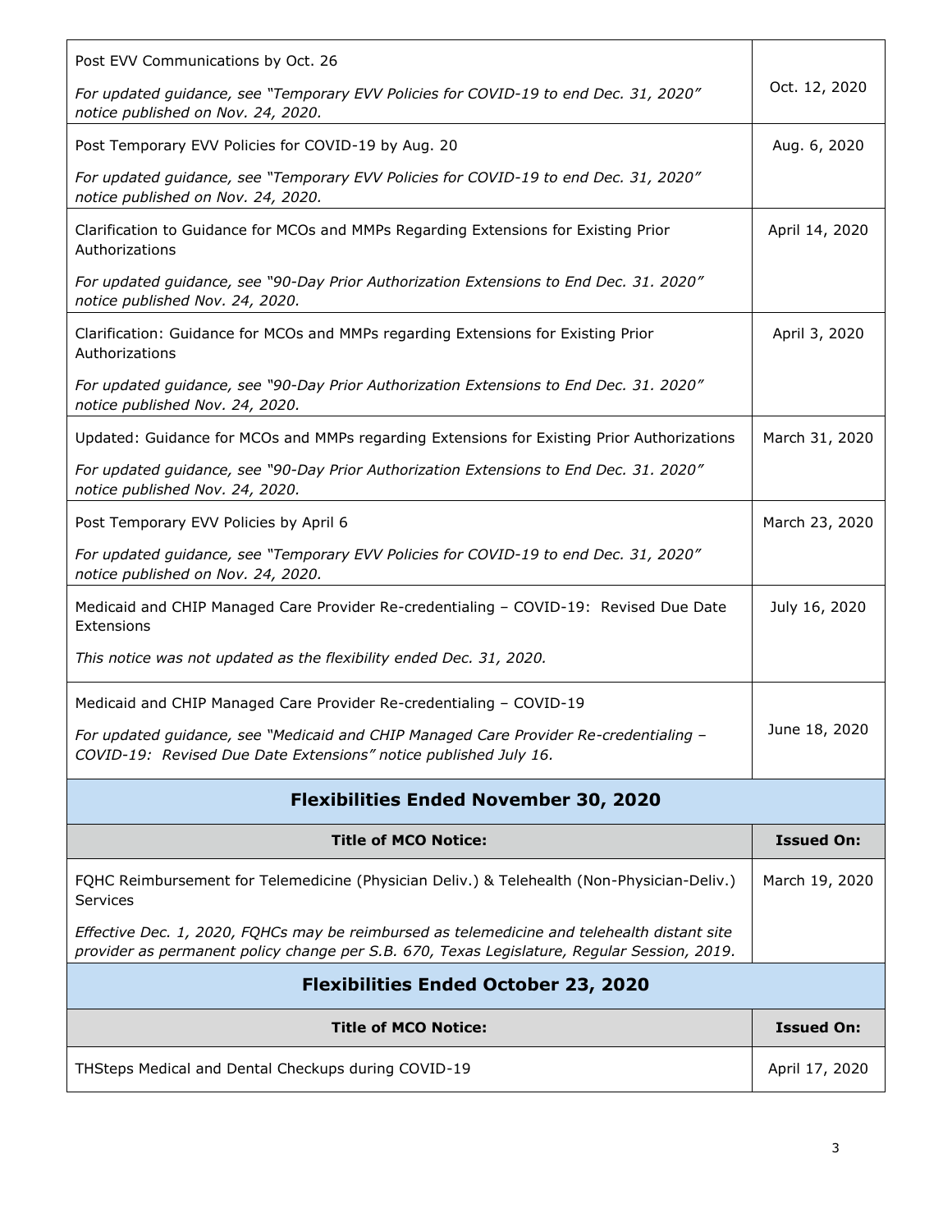| | |
|---|---|
| Post EVV Communications by Oct. 26<br><br>*For updated guidance, see "Temporary EVV Policies for COVID-19 to end Dec. 31, 2020" notice published on Nov. 24, 2020.* | Oct. 12, 2020 |
| Post Temporary EVV Policies for COVID-19 by Aug. 20<br><br>*For updated guidance, see "Temporary EVV Policies for COVID-19 to end Dec. 31, 2020" notice published on Nov. 24, 2020.* | Aug. 6, 2020 |
| Clarification to Guidance for MCOs and MMPs Regarding Extensions for Existing Prior Authorizations<br><br>*For updated guidance, see "90-Day Prior Authorization Extensions to End Dec. 31. 2020" notice published Nov. 24, 2020.* | April 14, 2020 |
| Clarification: Guidance for MCOs and MMPs regarding Extensions for Existing Prior Authorizations<br><br>*For updated guidance, see "90-Day Prior Authorization Extensions to End Dec. 31. 2020" notice published Nov. 24, 2020.* | April 3, 2020 |
| Updated: Guidance for MCOs and MMPs regarding Extensions for Existing Prior Authorizations<br><br>*For updated guidance, see "90-Day Prior Authorization Extensions to End Dec. 31. 2020" notice published Nov. 24, 2020.* | March 31, 2020 |
| Post Temporary EVV Policies by April 6<br><br>*For updated guidance, see "Temporary EVV Policies for COVID-19 to end Dec. 31, 2020" notice published on Nov. 24, 2020.* | March 23, 2020 |
| Medicaid and CHIP Managed Care Provider Re-credentialing – COVID-19: Revised Due Date Extensions<br><br>*This notice was not updated as the flexibility ended Dec. 31, 2020.* | July 16, 2020 |
| Medicaid and CHIP Managed Care Provider Re-credentialing – COVID-19<br><br>*For updated guidance, see "Medicaid and CHIP Managed Care Provider Re-credentialing – COVID-19: Revised Due Date Extensions" notice published July 16.* | June 18, 2020 |

## Flexibilities Ended November 30, 2020

| Title of MCO Notice: | Issued On: |
|---|---|
| FQHC Reimbursement for Telemedicine (Physician Deliv.) & Telehealth (Non-Physician-Deliv.) Services<br><br>*Effective Dec. 1, 2020, FQHCs may be reimbursed as telemedicine and telehealth distant site provider as permanent policy change per S.B. 670, Texas Legislature, Regular Session, 2019.* | March 19, 2020 |

## Flexibilities Ended October 23, 2020

| Title of MCO Notice: | Issued On: |
|---|---|
| THSteps Medical and Dental Checkups during COVID-19 | April 17, 2020 |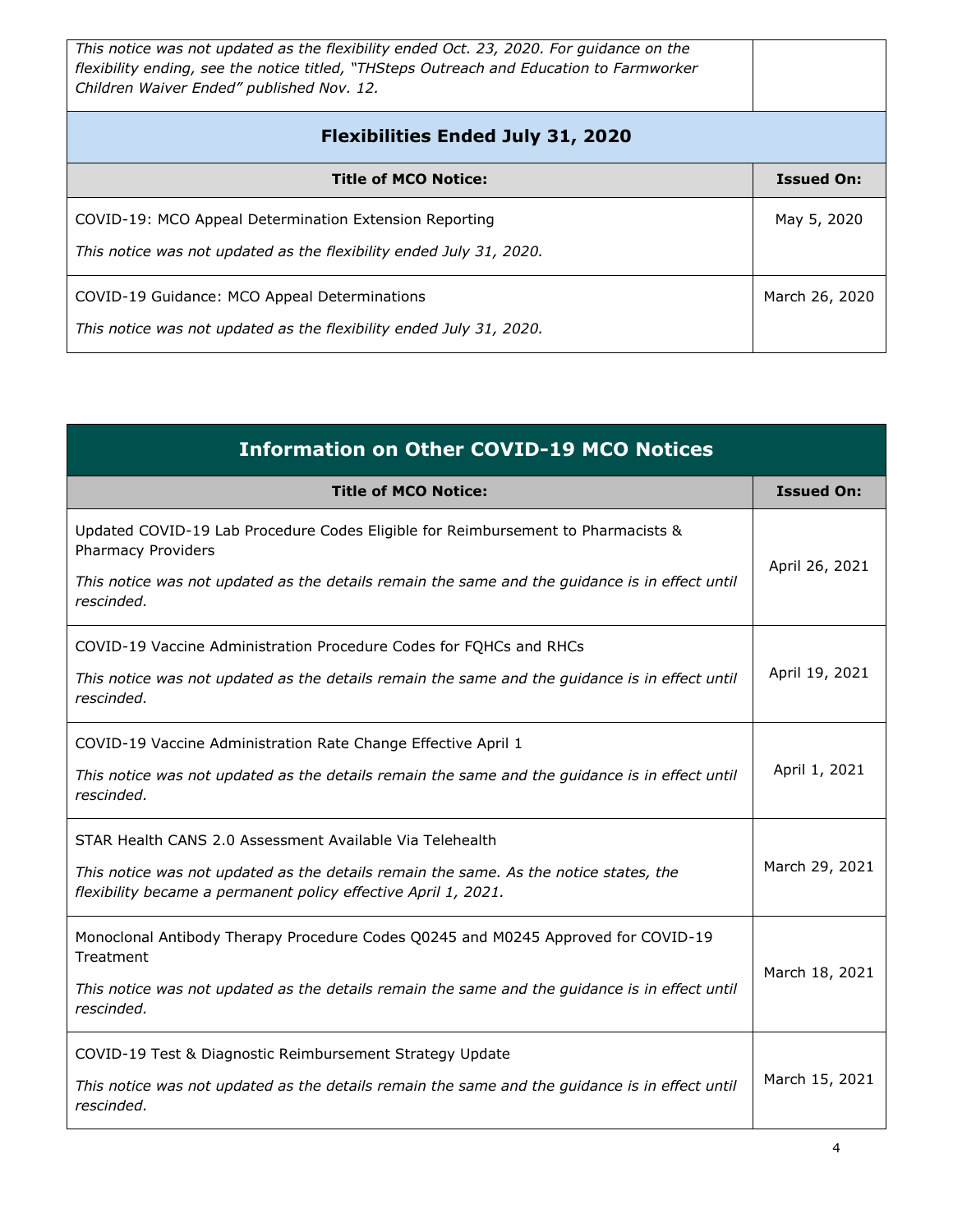| | |
|---|---|
| *This notice was not updated as the flexibility ended Oct. 23, 2020. For guidance on the flexibility ending, see the notice titled, "THSteps Outreach and Education to Farmworker Children Waiver Ended" published Nov. 12.* | |

## Flexibilities Ended July 31, 2020

| Title of MCO Notice: | Issued On: |
|---|---|
| COVID-19: MCO Appeal Determination Extension Reporting<br><br>*This notice was not updated as the flexibility ended July 31, 2020.* | May 5, 2020 |
| COVID-19 Guidance: MCO Appeal Determinations<br><br>*This notice was not updated as the flexibility ended July 31, 2020.* | March 26, 2020 |

## Information on Other COVID-19 MCO Notices

| Title of MCO Notice: | Issued On: |
|---|---|
| Updated COVID-19 Lab Procedure Codes Eligible for Reimbursement to Pharmacists & Pharmacy Providers<br><br>*This notice was not updated as the details remain the same and the guidance is in effect until rescinded.* | April 26, 2021 |
| COVID-19 Vaccine Administration Procedure Codes for FQHCs and RHCs<br><br>*This notice was not updated as the details remain the same and the guidance is in effect until rescinded.* | April 19, 2021 |
| COVID-19 Vaccine Administration Rate Change Effective April 1<br><br>*This notice was not updated as the details remain the same and the guidance is in effect until rescinded.* | April 1, 2021 |
| STAR Health CANS 2.0 Assessment Available Via Telehealth<br><br>*This notice was not updated as the details remain the same. As the notice states, the flexibility became a permanent policy effective April 1, 2021.* | March 29, 2021 |
| Monoclonal Antibody Therapy Procedure Codes Q0245 and M0245 Approved for COVID-19 Treatment<br><br>*This notice was not updated as the details remain the same and the guidance is in effect until rescinded.* | March 18, 2021 |
| COVID-19 Test & Diagnostic Reimbursement Strategy Update<br><br>*This notice was not updated as the details remain the same and the guidance is in effect until rescinded.* | March 15, 2021 |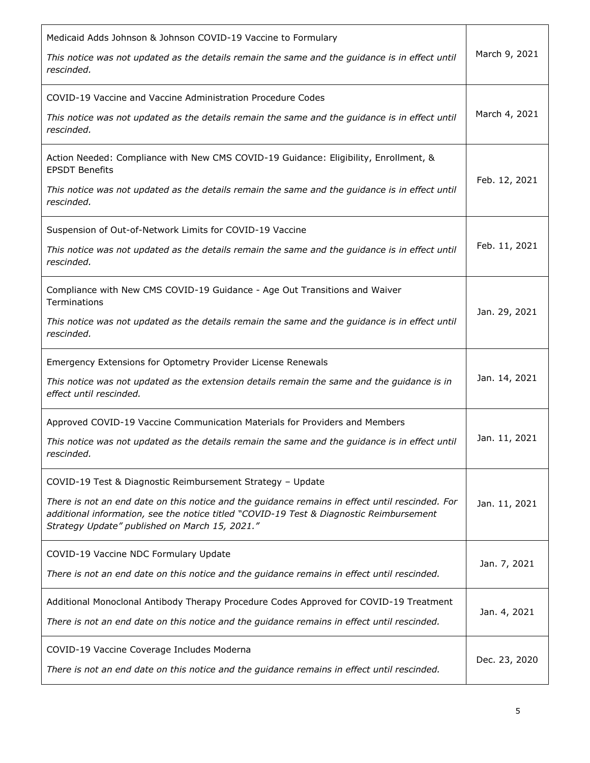| | |
|---|---|
| Medicaid Adds Johnson & Johnson COVID-19 Vaccine to Formulary<br><br>*This notice was not updated as the details remain the same and the guidance is in effect until rescinded.* | March 9, 2021 |
| COVID-19 Vaccine and Vaccine Administration Procedure Codes<br><br>*This notice was not updated as the details remain the same and the guidance is in effect until rescinded.* | March 4, 2021 |
| Action Needed: Compliance with New CMS COVID-19 Guidance: Eligibility, Enrollment, & EPSDT Benefits<br><br>*This notice was not updated as the details remain the same and the guidance is in effect until rescinded.* | Feb. 12, 2021 |
| Suspension of Out-of-Network Limits for COVID-19 Vaccine<br><br>*This notice was not updated as the details remain the same and the guidance is in effect until rescinded.* | Feb. 11, 2021 |
| Compliance with New CMS COVID-19 Guidance - Age Out Transitions and Waiver Terminations<br><br>*This notice was not updated as the details remain the same and the guidance is in effect until rescinded.* | Jan. 29, 2021 |
| Emergency Extensions for Optometry Provider License Renewals<br><br>*This notice was not updated as the extension details remain the same and the guidance is in effect until rescinded.* | Jan. 14, 2021 |
| Approved COVID-19 Vaccine Communication Materials for Providers and Members<br><br>*This notice was not updated as the details remain the same and the guidance is in effect until rescinded.* | Jan. 11, 2021 |
| COVID-19 Test & Diagnostic Reimbursement Strategy – Update<br><br>*There is not an end date on this notice and the guidance remains in effect until rescinded. For additional information, see the notice titled "COVID-19 Test & Diagnostic Reimbursement Strategy Update" published on March 15, 2021."* | Jan. 11, 2021 |
| COVID-19 Vaccine NDC Formulary Update<br><br>*There is not an end date on this notice and the guidance remains in effect until rescinded.* | Jan. 7, 2021 |
| Additional Monoclonal Antibody Therapy Procedure Codes Approved for COVID-19 Treatment<br><br>*There is not an end date on this notice and the guidance remains in effect until rescinded.* | Jan. 4, 2021 |
| COVID-19 Vaccine Coverage Includes Moderna<br><br>*There is not an end date on this notice and the guidance remains in effect until rescinded.* | Dec. 23, 2020 |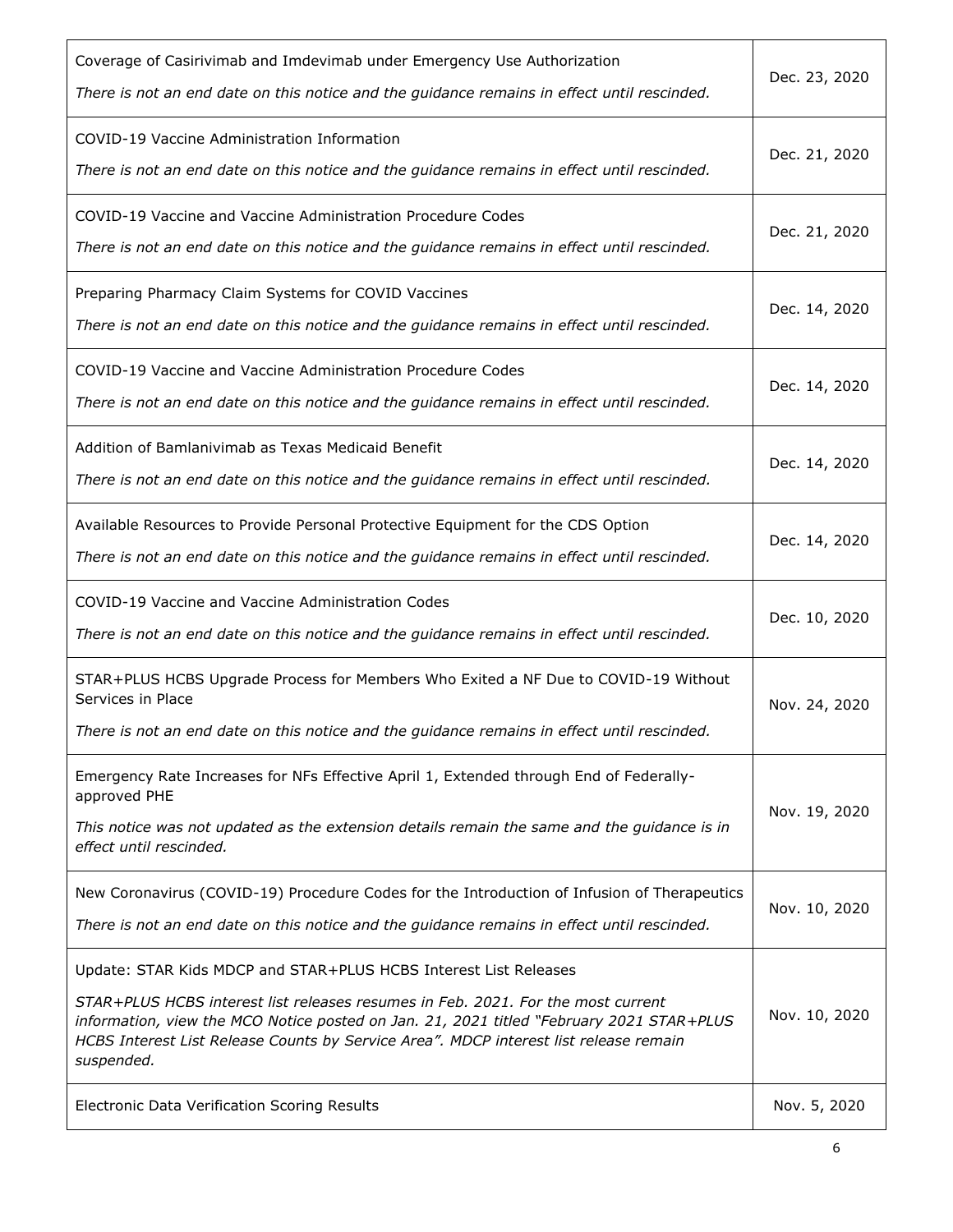| | |
|---|---|
| Coverage of Casirivimab and Imdevimab under Emergency Use Authorization<br><br>*There is not an end date on this notice and the guidance remains in effect until rescinded.* | Dec. 23, 2020 |
| COVID-19 Vaccine Administration Information<br><br>*There is not an end date on this notice and the guidance remains in effect until rescinded.* | Dec. 21, 2020 |
| COVID-19 Vaccine and Vaccine Administration Procedure Codes<br><br>*There is not an end date on this notice and the guidance remains in effect until rescinded.* | Dec. 21, 2020 |
| Preparing Pharmacy Claim Systems for COVID Vaccines<br><br>*There is not an end date on this notice and the guidance remains in effect until rescinded.* | Dec. 14, 2020 |
| COVID-19 Vaccine and Vaccine Administration Procedure Codes<br><br>*There is not an end date on this notice and the guidance remains in effect until rescinded.* | Dec. 14, 2020 |
| Addition of Bamlanivimab as Texas Medicaid Benefit<br><br>*There is not an end date on this notice and the guidance remains in effect until rescinded.* | Dec. 14, 2020 |
| Available Resources to Provide Personal Protective Equipment for the CDS Option<br><br>*There is not an end date on this notice and the guidance remains in effect until rescinded.* | Dec. 14, 2020 |
| COVID-19 Vaccine and Vaccine Administration Codes<br><br>*There is not an end date on this notice and the guidance remains in effect until rescinded.* | Dec. 10, 2020 |
| STAR+PLUS HCBS Upgrade Process for Members Who Exited a NF Due to COVID-19 Without Services in Place<br><br>*There is not an end date on this notice and the guidance remains in effect until rescinded.* | Nov. 24, 2020 |
| Emergency Rate Increases for NFs Effective April 1, Extended through End of Federally-approved PHE<br><br>*This notice was not updated as the extension details remain the same and the guidance is in effect until rescinded.* | Nov. 19, 2020 |
| New Coronavirus (COVID-19) Procedure Codes for the Introduction of Infusion of Therapeutics<br><br>*There is not an end date on this notice and the guidance remains in effect until rescinded.* | Nov. 10, 2020 |
| Update: STAR Kids MDCP and STAR+PLUS HCBS Interest List Releases<br><br>*STAR+PLUS HCBS interest list releases resumes in Feb. 2021. For the most current information, view the MCO Notice posted on Jan. 21, 2021 titled "February 2021 STAR+PLUS HCBS Interest List Release Counts by Service Area". MDCP interest list release remain suspended.* | Nov. 10, 2020 |
| Electronic Data Verification Scoring Results | Nov. 5, 2020 |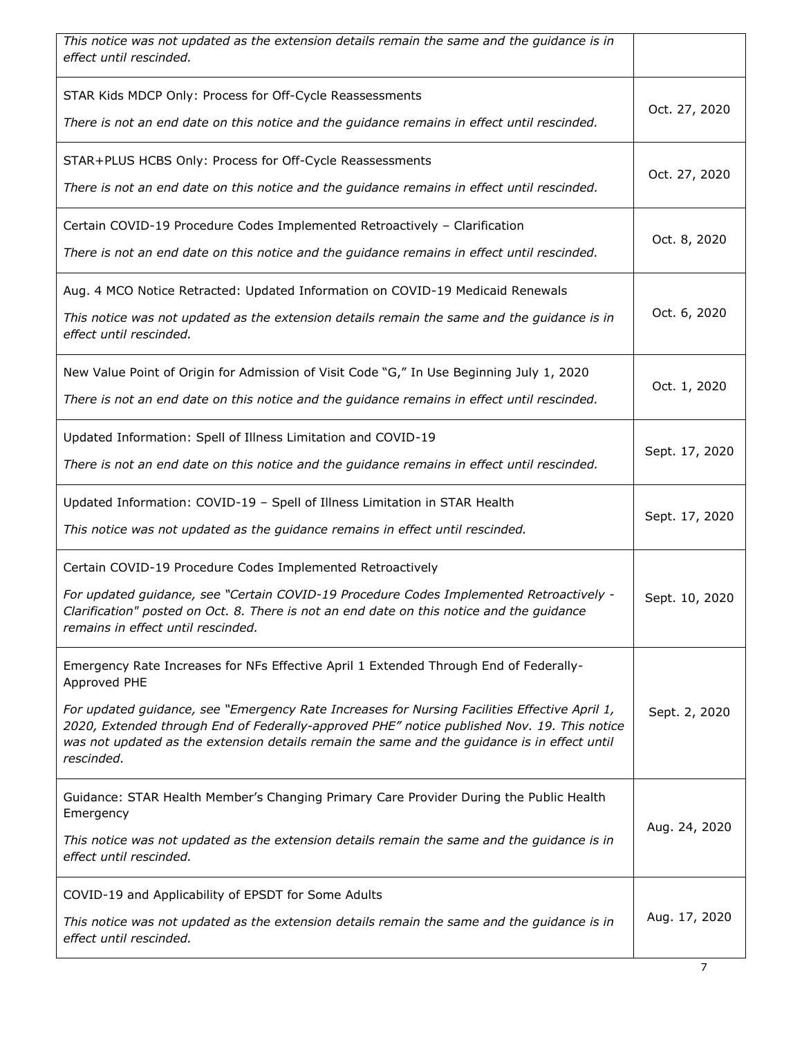| | |
|---|---|
| *This notice was not updated as the extension details remain the same and the guidance is in effect until rescinded.* | |
| STAR Kids MDCP Only: Process for Off-Cycle Reassessments<br><br>*There is not an end date on this notice and the guidance remains in effect until rescinded.* | Oct. 27, 2020 |
| STAR+PLUS HCBS Only: Process for Off-Cycle Reassessments<br><br>*There is not an end date on this notice and the guidance remains in effect until rescinded.* | Oct. 27, 2020 |
| Certain COVID-19 Procedure Codes Implemented Retroactively – Clarification<br><br>*There is not an end date on this notice and the guidance remains in effect until rescinded.* | Oct. 8, 2020 |
| Aug. 4 MCO Notice Retracted: Updated Information on COVID-19 Medicaid Renewals<br><br>*This notice was not updated as the extension details remain the same and the guidance is in effect until rescinded.* | Oct. 6, 2020 |
| New Value Point of Origin for Admission of Visit Code "G," In Use Beginning July 1, 2020<br><br>*There is not an end date on this notice and the guidance remains in effect until rescinded.* | Oct. 1, 2020 |
| Updated Information: Spell of Illness Limitation and COVID-19<br><br>*There is not an end date on this notice and the guidance remains in effect until rescinded.* | Sept. 17, 2020 |
| Updated Information: COVID-19 – Spell of Illness Limitation in STAR Health<br><br>*This notice was not updated as the guidance remains in effect until rescinded.* | Sept. 17, 2020 |
| Certain COVID-19 Procedure Codes Implemented Retroactively<br><br>*For updated guidance, see "Certain COVID-19 Procedure Codes Implemented Retroactively - Clarification" posted on Oct. 8. There is not an end date on this notice and the guidance remains in effect until rescinded.* | Sept. 10, 2020 |
| Emergency Rate Increases for NFs Effective April 1 Extended Through End of Federally-Approved PHE<br><br>*For updated guidance, see "Emergency Rate Increases for Nursing Facilities Effective April 1, 2020, Extended through End of Federally-approved PHE" notice published Nov. 19. This notice was not updated as the extension details remain the same and the guidance is in effect until rescinded.* | Sept. 2, 2020 |
| Guidance: STAR Health Member's Changing Primary Care Provider During the Public Health Emergency<br><br>*This notice was not updated as the extension details remain the same and the guidance is in effect until rescinded.* | Aug. 24, 2020 |
| COVID-19 and Applicability of EPSDT for Some Adults<br><br>*This notice was not updated as the extension details remain the same and the guidance is in effect until rescinded.* | Aug. 17, 2020 |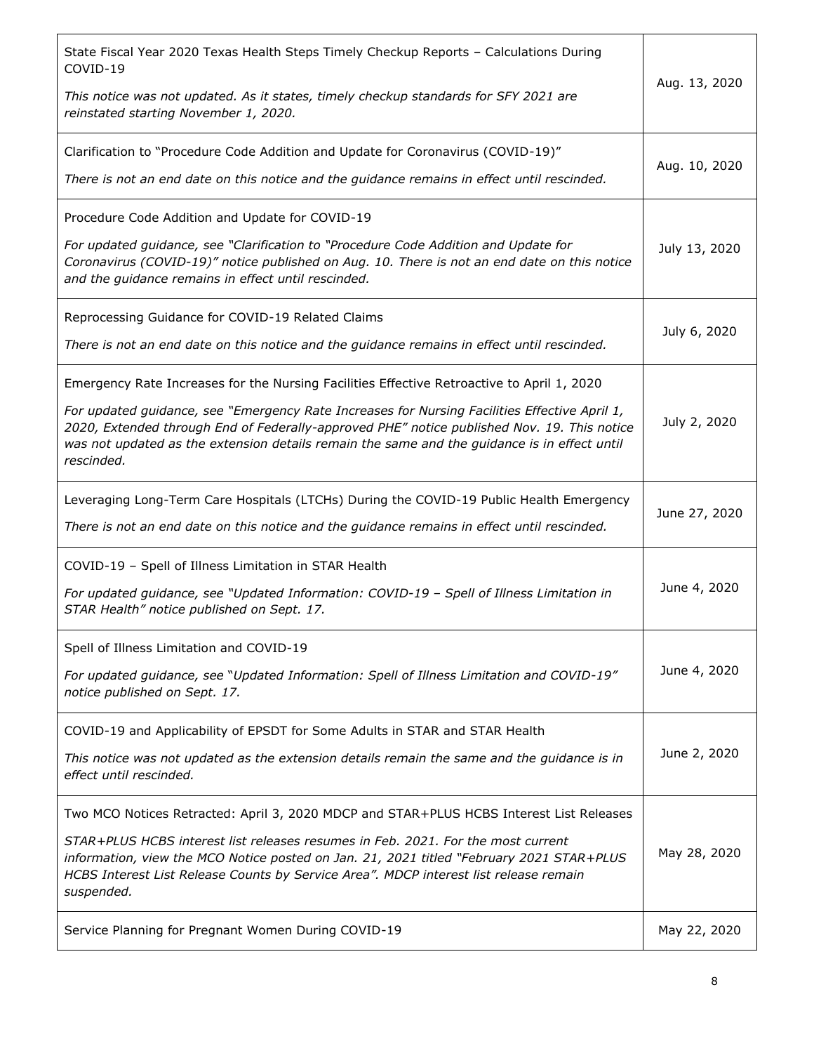| | |
|---|---|
| State Fiscal Year 2020 Texas Health Steps Timely Checkup Reports – Calculations During COVID-19<br><br>*This notice was not updated. As it states, timely checkup standards for SFY 2021 are reinstated starting November 1, 2020.* | Aug. 13, 2020 |
| Clarification to "Procedure Code Addition and Update for Coronavirus (COVID-19)"<br><br>*There is not an end date on this notice and the guidance remains in effect until rescinded.* | Aug. 10, 2020 |
| Procedure Code Addition and Update for COVID-19<br><br>*For updated guidance, see "Clarification to "Procedure Code Addition and Update for Coronavirus (COVID-19)" notice published on Aug. 10. There is not an end date on this notice and the guidance remains in effect until rescinded.* | July 13, 2020 |
| Reprocessing Guidance for COVID-19 Related Claims<br><br>*There is not an end date on this notice and the guidance remains in effect until rescinded.* | July 6, 2020 |
| Emergency Rate Increases for the Nursing Facilities Effective Retroactive to April 1, 2020<br><br>*For updated guidance, see "Emergency Rate Increases for Nursing Facilities Effective April 1, 2020, Extended through End of Federally-approved PHE" notice published Nov. 19. This notice was not updated as the extension details remain the same and the guidance is in effect until rescinded.* | July 2, 2020 |
| Leveraging Long-Term Care Hospitals (LTCHs) During the COVID-19 Public Health Emergency<br><br>*There is not an end date on this notice and the guidance remains in effect until rescinded.* | June 27, 2020 |
| COVID-19 – Spell of Illness Limitation in STAR Health<br><br>*For updated guidance, see "Updated Information: COVID-19 – Spell of Illness Limitation in STAR Health" notice published on Sept. 17.* | June 4, 2020 |
| Spell of Illness Limitation and COVID-19<br><br>*For updated guidance, see "Updated Information: Spell of Illness Limitation and COVID-19" notice published on Sept. 17.* | June 4, 2020 |
| COVID-19 and Applicability of EPSDT for Some Adults in STAR and STAR Health<br><br>*This notice was not updated as the extension details remain the same and the guidance is in effect until rescinded.* | June 2, 2020 |
| Two MCO Notices Retracted: April 3, 2020 MDCP and STAR+PLUS HCBS Interest List Releases<br><br>*STAR+PLUS HCBS interest list releases resumes in Feb. 2021. For the most current information, view the MCO Notice posted on Jan. 21, 2021 titled "February 2021 STAR+PLUS HCBS Interest List Release Counts by Service Area". MDCP interest list release remain suspended.* | May 28, 2020 |
| Service Planning for Pregnant Women During COVID-19 | May 22, 2020 |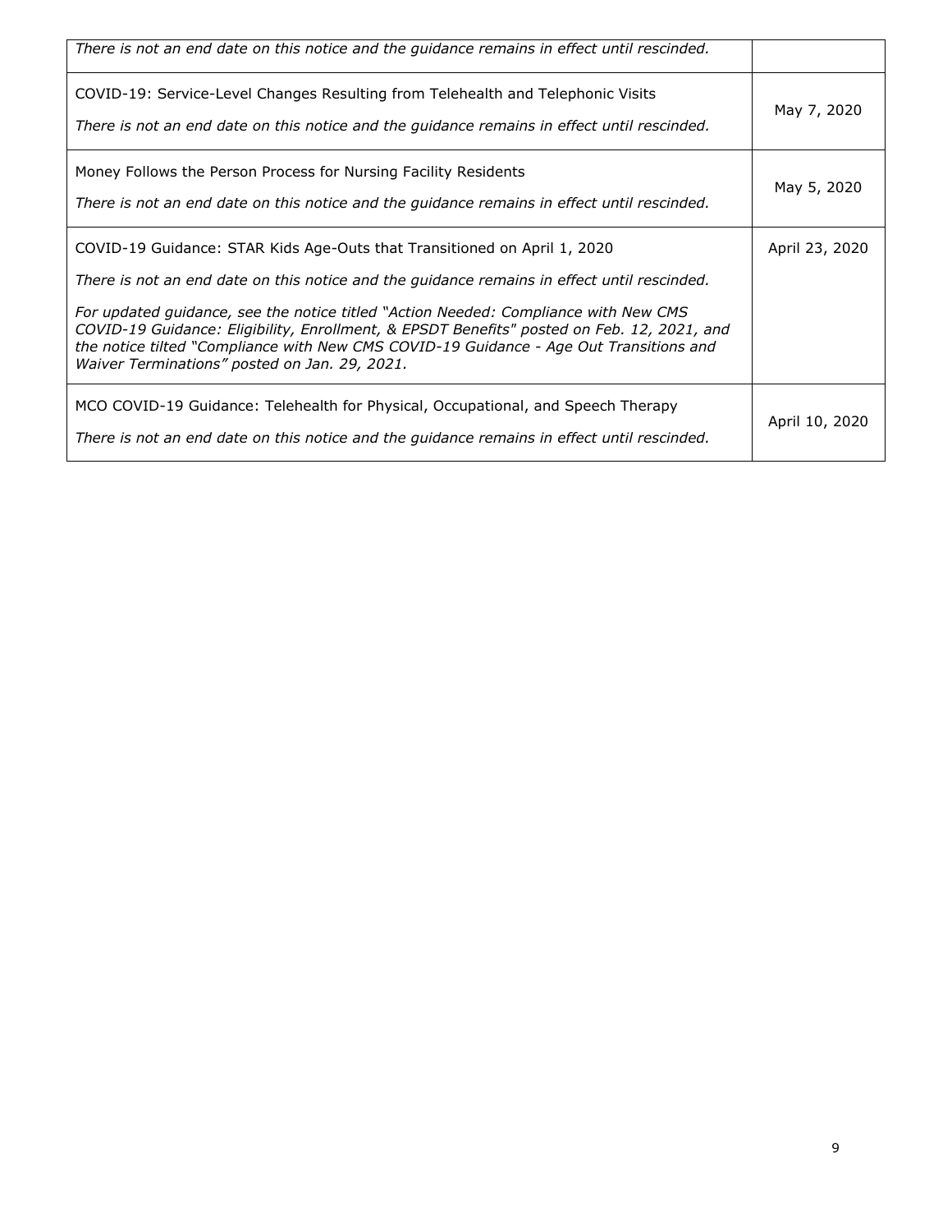| | |
|---|---|
| *There is not an end date on this notice and the guidance remains in effect until rescinded.* | |
| COVID-19: Service-Level Changes Resulting from Telehealth and Telephonic Visits<br><br>*There is not an end date on this notice and the guidance remains in effect until rescinded.* | May 7, 2020 |
| Money Follows the Person Process for Nursing Facility Residents<br><br>*There is not an end date on this notice and the guidance remains in effect until rescinded.* | May 5, 2020 |
| COVID-19 Guidance: STAR Kids Age-Outs that Transitioned on April 1, 2020<br><br>*There is not an end date on this notice and the guidance remains in effect until rescinded.*<br><br>*For updated guidance, see the notice titled "Action Needed: Compliance with New CMS COVID-19 Guidance: Eligibility, Enrollment, & EPSDT Benefits" posted on Feb. 12, 2021, and the notice tilted "Compliance with New CMS COVID-19 Guidance - Age Out Transitions and Waiver Terminations" posted on Jan. 29, 2021.* | April 23, 2020 |
| MCO COVID-19 Guidance: Telehealth for Physical, Occupational, and Speech Therapy<br><br>*There is not an end date on this notice and the guidance remains in effect until rescinded.* | April 10, 2020 |